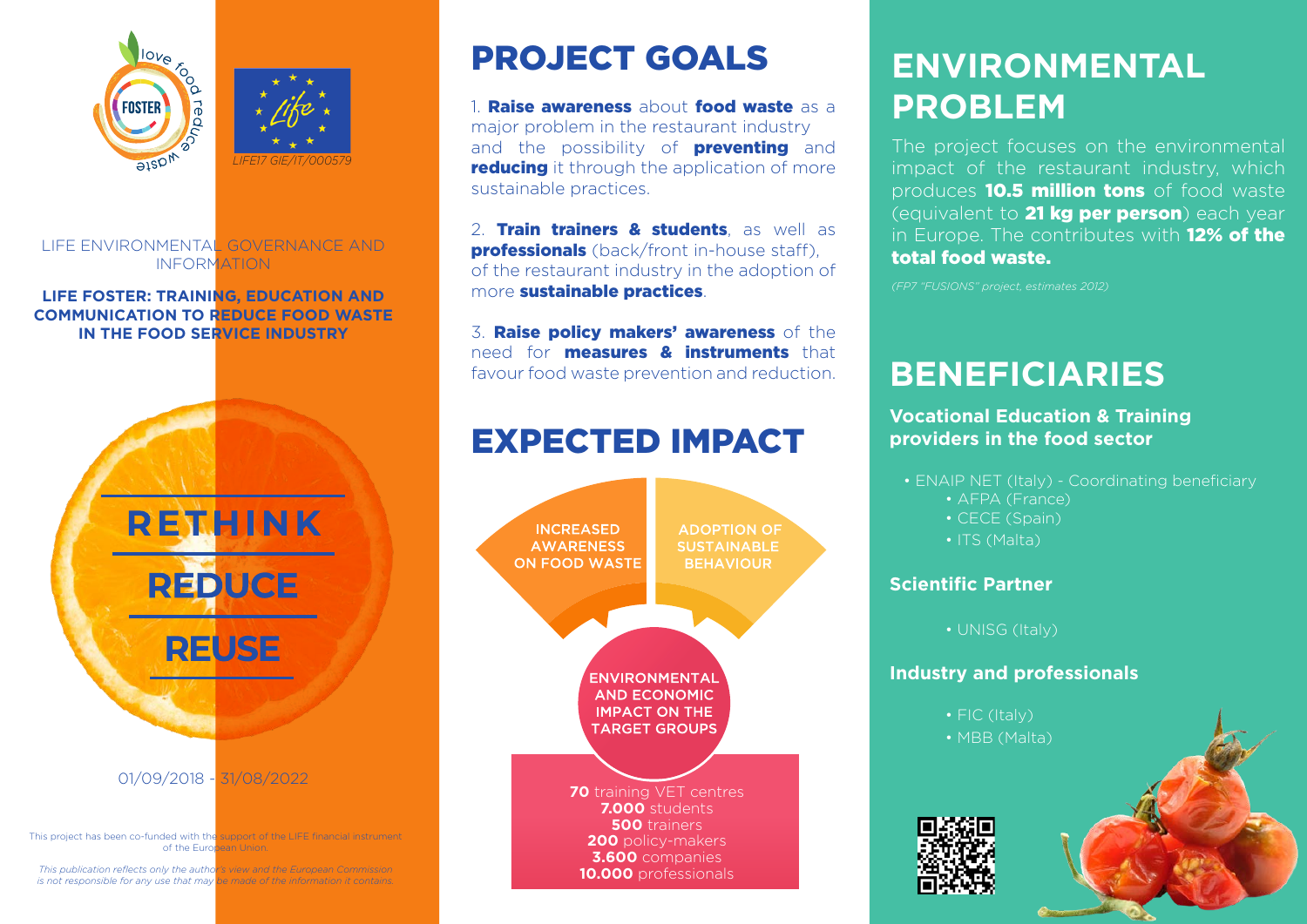love food reduce waste

FOSTER

LIFE17 GIE/IT/000579

LIFE ENVIRONMENTAL GOVERNANCE AND INFORMATION

**LIFE FOSTER: TRAINING, EDUCATION AND COMMUNICATION TO REDUCE FOOD WASTE IN THE FOOD SERVICE INDUSTRY**

**RETHINK**

**REDUCE**

**REUSE**

01/09/2018 - 31/08/2022

This project has been co-funded with the support of the LIFE financial instrument of the European Union.

*This publication reflects only the author's view and the European Commission is not responsible for any use that may be made of the information it contains.*

# PROJECT GOALS

1. **Raise awareness** about **food waste** as a major problem in the restaurant industry and the possibility of **preventing** and **reducing** it through the application of more sustainable practices.

2. **Train trainers & students**, as well as **professionals** (back/front in-house staff), of the restaurant industry in the adoption of more **sustainable practices**.

3. **Raise policy makers' awareness** of the need for **measures & instruments** that favour food waste prevention and reduction.

# EXPECTED IMPACT

INCREASED AWARENESS ON FOOD WASTE

ADOPTION OF SUSTAINABLE BEHAVIOUR

ENVIRONMENTAL AND ECONOMIC IMPACT ON THE TARGET GROUPS

**70** training VET centres
**7.000** students
**500** trainers
**200** policy-makers
**3.600** companies
**10.000** professionals

# ENVIRONMENTAL PROBLEM

The project focuses on the environmental impact of the restaurant industry, which produces **10.5 million tons** of food waste (equivalent to **21 kg per person**) each year in Europe. The contributes with **12% of the total food waste.**

*(FP7 "FUSIONS" project, estimates 2012)*

# BENEFICIARIES

### Vocational Education & Training providers in the food sector

- ENAIP NET (Italy) - Coordinating beneficiary
- AFPA (France)
- CECE (Spain)
- ITS (Malta)

### Scientific Partner

- UNISG (Italy)

### Industry and professionals

- FIC (Italy)
- MBB (Malta)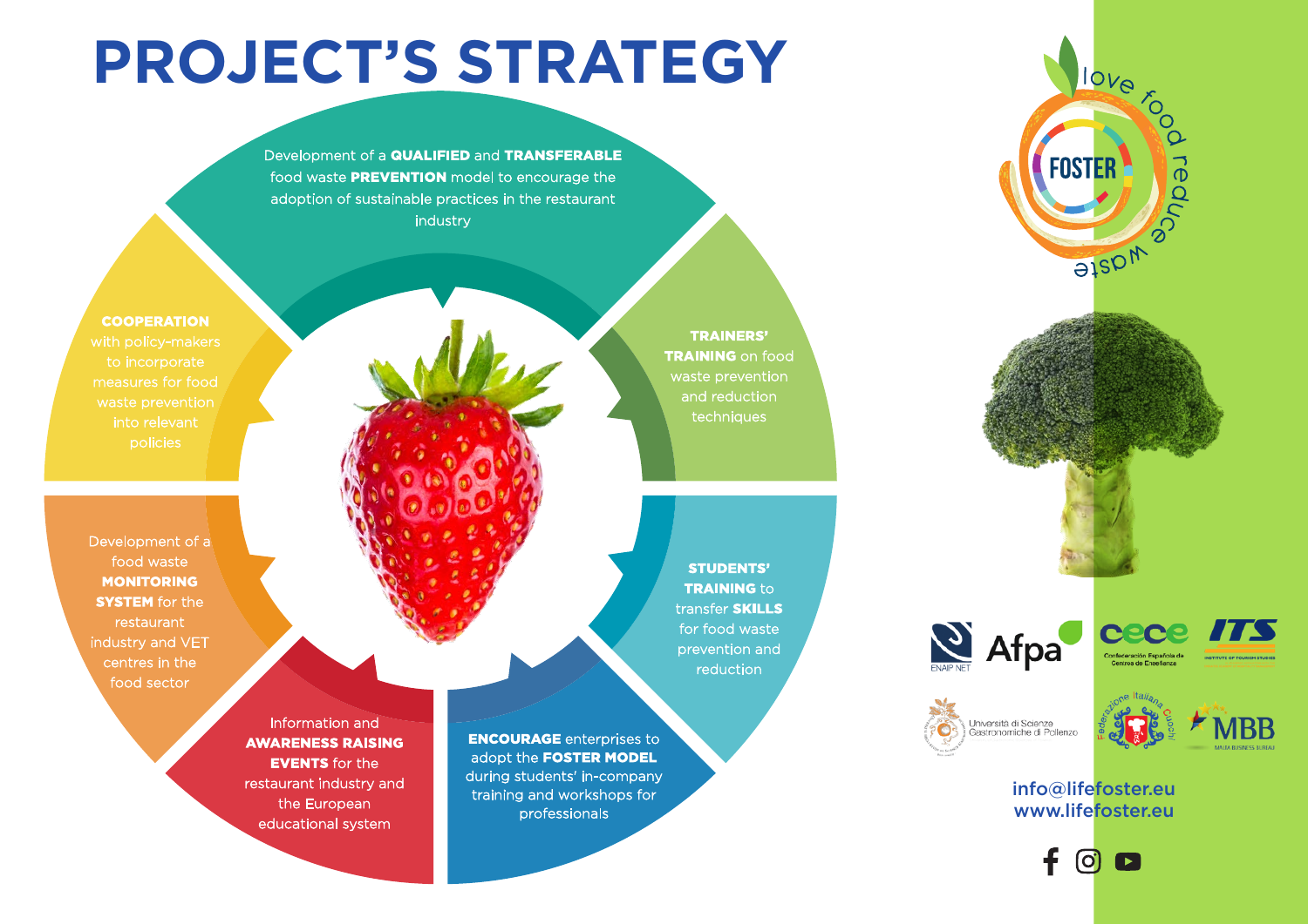# PROJECT'S STRATEGY

Development of a **QUALIFIED** and **TRANSFERABLE** food waste **PREVENTION** model to encourage the adoption of sustainable practices in the restaurant industry

**TRAINERS' TRAINING** on food waste prevention and reduction techniques

**STUDENTS' TRAINING** to transfer **SKILLS** for food waste prevention and reduction

**ENCOURAGE** enterprises to adopt the **FOSTER MODEL** during students' in-company training and workshops for professionals

Information and **AWARENESS RAISING EVENTS** for the restaurant industry and the European educational system

Development of a food waste **MONITORING SYSTEM** for the restaurant industry and VET centres in the food sector

**COOPERATION** with policy-makers to incorporate measures for food waste prevention into relevant policies

FOSTER love food reduce waste

ENAIP NET · Afpa · cece Confederación Española de Centros de Enseñanza · ITS Institute of Tourism Studies · Università di Scienze Gastronomiche di Pollenzo · Federazione Italiana Cuochi · MBB Malta Business Bureau

info@lifefoster.eu
www.lifefoster.eu